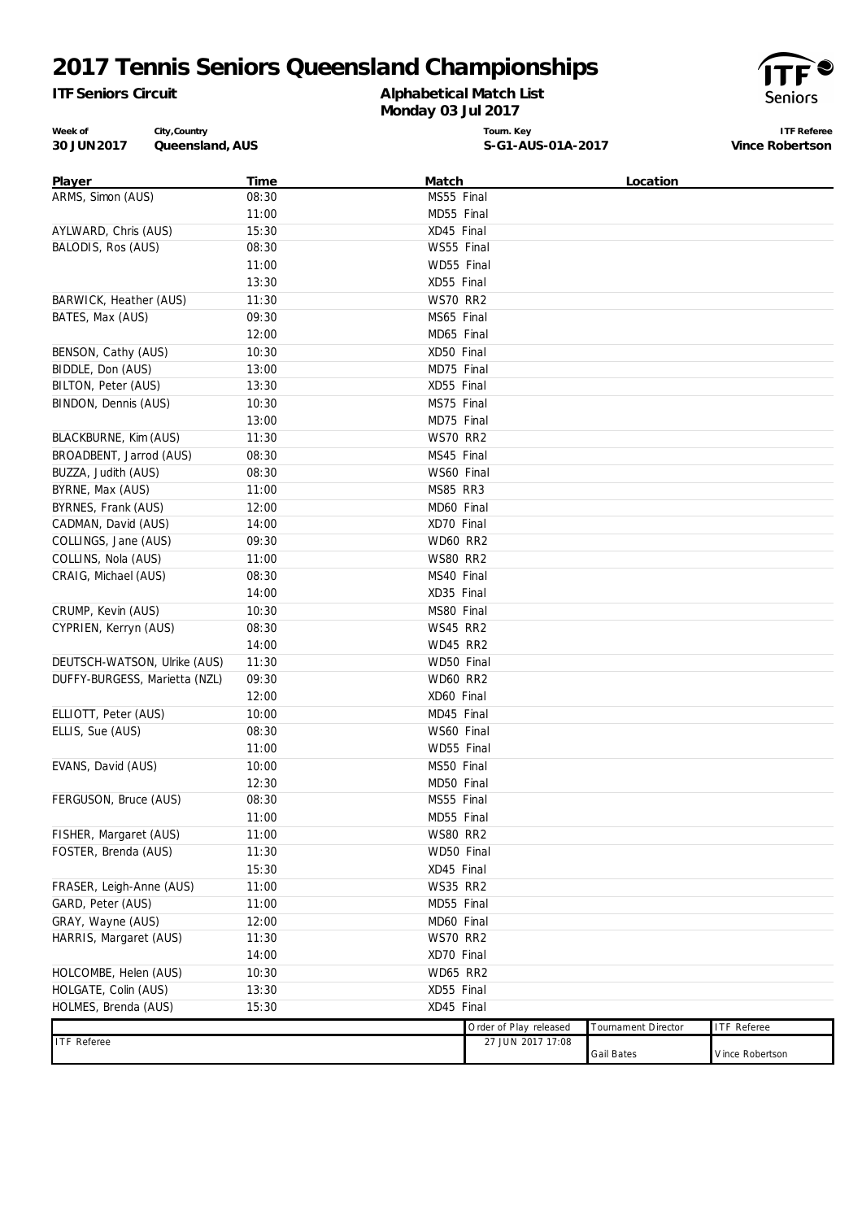# 2017 Tennis Seniors Queensland Championships

**ITF Seniors Circuit**

**Alphabetical Match List**
**Monday 03 Jul 2017**

| Week of | City,Country | Tourn. Key | ITF Referee |
|---|---|---|---|
| 30 JUN 2017 | Queensland, AUS | S-G1-AUS-01A-2017 | Vince Robertson |

| Player | Time | Match | Location |
|---|---|---|---|
| ARMS, Simon (AUS) | 08:30 | MS55 Final | |
| | 11:00 | MD55 Final | |
| AYLWARD, Chris (AUS) | 15:30 | XD45 Final | |
| BALODIS, Ros (AUS) | 08:30 | WS55 Final | |
| | 11:00 | WD55 Final | |
| | 13:30 | XD55 Final | |
| BARWICK, Heather (AUS) | 11:30 | WS70 RR2 | |
| BATES, Max (AUS) | 09:30 | MS65 Final | |
| | 12:00 | MD65 Final | |
| BENSON, Cathy (AUS) | 10:30 | XD50 Final | |
| BIDDLE, Don (AUS) | 13:00 | MD75 Final | |
| BILTON, Peter (AUS) | 13:30 | XD55 Final | |
| BINDON, Dennis (AUS) | 10:30 | MS75 Final | |
| | 13:00 | MD75 Final | |
| BLACKBURNE, Kim (AUS) | 11:30 | WS70 RR2 | |
| BROADBENT, Jarrod (AUS) | 08:30 | MS45 Final | |
| BUZZA, Judith (AUS) | 08:30 | WS60 Final | |
| BYRNE, Max (AUS) | 11:00 | MS85 RR3 | |
| BYRNES, Frank (AUS) | 12:00 | MD60 Final | |
| CADMAN, David (AUS) | 14:00 | XD70 Final | |
| COLLINGS, Jane (AUS) | 09:30 | WD60 RR2 | |
| COLLINS, Nola (AUS) | 11:00 | WS80 RR2 | |
| CRAIG, Michael (AUS) | 08:30 | MS40 Final | |
| | 14:00 | XD35 Final | |
| CRUMP, Kevin (AUS) | 10:30 | MS80 Final | |
| CYPRIEN, Kerryn (AUS) | 08:30 | WS45 RR2 | |
| | 14:00 | WD45 RR2 | |
| DEUTSCH-WATSON, Ulrike (AUS) | 11:30 | WD50 Final | |
| DUFFY-BURGESS, Marietta (NZL) | 09:30 | WD60 RR2 | |
| | 12:00 | XD60 Final | |
| ELLIOTT, Peter (AUS) | 10:00 | MD45 Final | |
| ELLIS, Sue (AUS) | 08:30 | WS60 Final | |
| | 11:00 | WD55 Final | |
| EVANS, David (AUS) | 10:00 | MS50 Final | |
| | 12:30 | MD50 Final | |
| FERGUSON, Bruce (AUS) | 08:30 | MS55 Final | |
| | 11:00 | MD55 Final | |
| FISHER, Margaret (AUS) | 11:00 | WS80 RR2 | |
| FOSTER, Brenda (AUS) | 11:30 | WD50 Final | |
| | 15:30 | XD45 Final | |
| FRASER, Leigh-Anne (AUS) | 11:00 | WS35 RR2 | |
| GARD, Peter (AUS) | 11:00 | MD55 Final | |
| GRAY, Wayne (AUS) | 12:00 | MD60 Final | |
| HARRIS, Margaret (AUS) | 11:30 | WS70 RR2 | |
| | 14:00 | XD70 Final | |
| HOLCOMBE, Helen (AUS) | 10:30 | WD65 RR2 | |
| HOLGATE, Colin (AUS) | 13:30 | XD55 Final | |
| HOLMES, Brenda (AUS) | 15:30 | XD45 Final | |

| | Order of Play released | Tournament Director | ITF Referee |
|---|---|---|---|
| ITF Referee | 27 JUN 2017 17:08 | Gail Bates | Vince Robertson |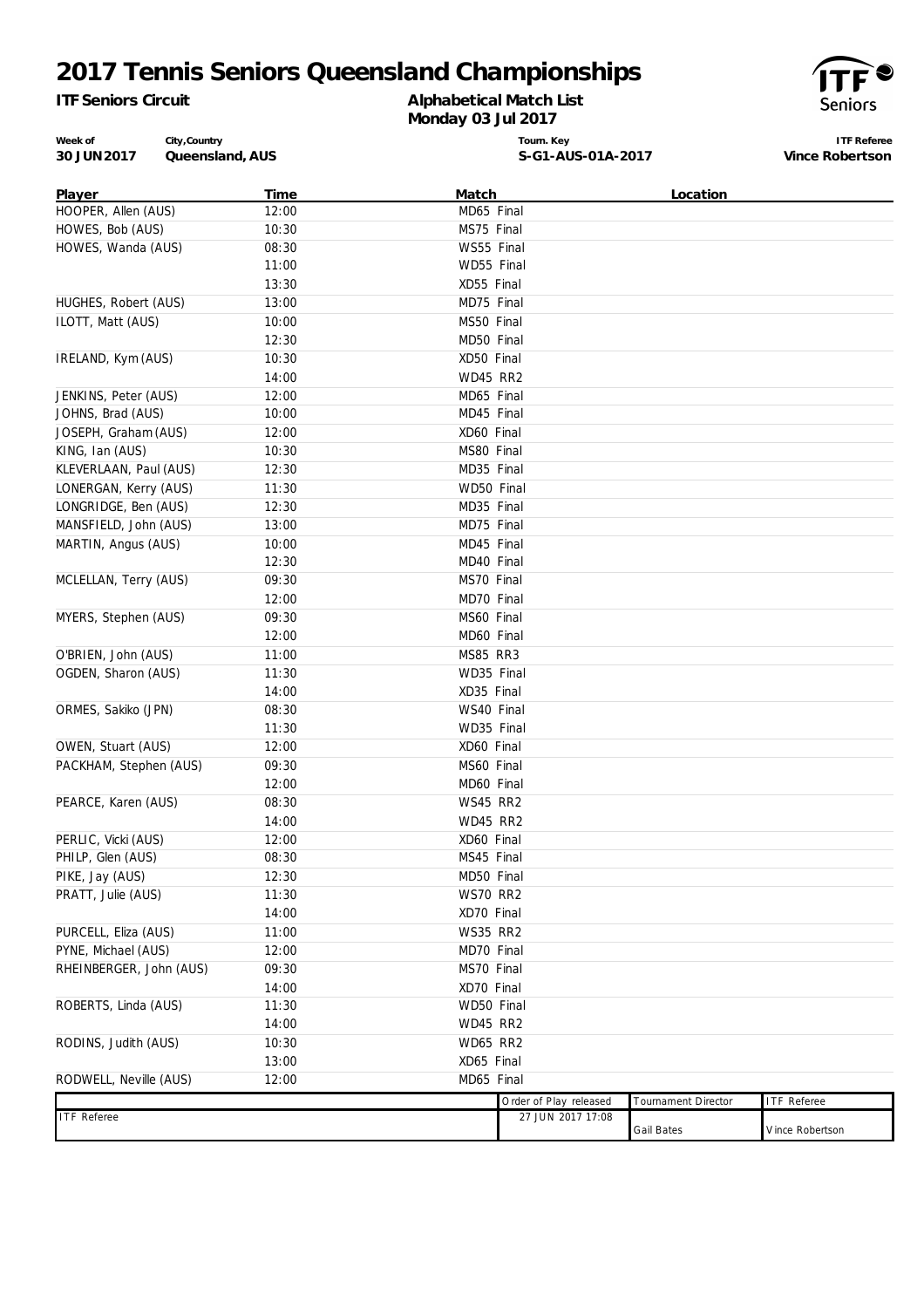# 2017 Tennis Seniors Queensland Championships

**ITF Seniors Circuit**

**Alphabetical Match List**
**Monday 03 Jul 2017**

| Week of | City,Country | Tourn. Key | ITF Referee |
|---|---|---|---|
| **30 JUN 2017** | **Queensland, AUS** | **S-G1-AUS-01A-2017** | **Vince Robertson** |

| Player | Time | Match | Location |
|---|---|---|---|
| HOOPER, Allen (AUS) | 12:00 | MD65 Final | |
| HOWES, Bob (AUS) | 10:30 | MS75 Final | |
| HOWES, Wanda (AUS) | 08:30 | WS55 Final | |
| | 11:00 | WD55 Final | |
| | 13:30 | XD55 Final | |
| HUGHES, Robert (AUS) | 13:00 | MD75 Final | |
| ILOTT, Matt (AUS) | 10:00 | MS50 Final | |
| | 12:30 | MD50 Final | |
| IRELAND, Kym (AUS) | 10:30 | XD50 Final | |
| | 14:00 | WD45 RR2 | |
| JENKINS, Peter (AUS) | 12:00 | MD65 Final | |
| JOHNS, Brad (AUS) | 10:00 | MD45 Final | |
| JOSEPH, Graham (AUS) | 12:00 | XD60 Final | |
| KING, Ian (AUS) | 10:30 | MS80 Final | |
| KLEVERLAAN, Paul (AUS) | 12:30 | MD35 Final | |
| LONERGAN, Kerry (AUS) | 11:30 | WD50 Final | |
| LONGRIDGE, Ben (AUS) | 12:30 | MD35 Final | |
| MANSFIELD, John (AUS) | 13:00 | MD75 Final | |
| MARTIN, Angus (AUS) | 10:00 | MD45 Final | |
| | 12:30 | MD40 Final | |
| MCLELLAN, Terry (AUS) | 09:30 | MS70 Final | |
| | 12:00 | MD70 Final | |
| MYERS, Stephen (AUS) | 09:30 | MS60 Final | |
| | 12:00 | MD60 Final | |
| O'BRIEN, John (AUS) | 11:00 | MS85 RR3 | |
| OGDEN, Sharon (AUS) | 11:30 | WD35 Final | |
| | 14:00 | XD35 Final | |
| ORMES, Sakiko (JPN) | 08:30 | WS40 Final | |
| | 11:30 | WD35 Final | |
| OWEN, Stuart (AUS) | 12:00 | XD60 Final | |
| PACKHAM, Stephen (AUS) | 09:30 | MS60 Final | |
| | 12:00 | MD60 Final | |
| PEARCE, Karen (AUS) | 08:30 | WS45 RR2 | |
| | 14:00 | WD45 RR2 | |
| PERLIC, Vicki (AUS) | 12:00 | XD60 Final | |
| PHILP, Glen (AUS) | 08:30 | MS45 Final | |
| PIKE, Jay (AUS) | 12:30 | MD50 Final | |
| PRATT, Julie (AUS) | 11:30 | WS70 RR2 | |
| | 14:00 | XD70 Final | |
| PURCELL, Eliza (AUS) | 11:00 | WS35 RR2 | |
| PYNE, Michael (AUS) | 12:00 | MD70 Final | |
| RHEINBERGER, John (AUS) | 09:30 | MS70 Final | |
| | 14:00 | XD70 Final | |
| ROBERTS, Linda (AUS) | 11:30 | WD50 Final | |
| | 14:00 | WD45 RR2 | |
| RODINS, Judith (AUS) | 10:30 | WD65 RR2 | |
| | 13:00 | XD65 Final | |
| RODWELL, Neville (AUS) | 12:00 | MD65 Final | |

| | Order of Play released | Tournament Director | ITF Referee |
|---|---|---|---|
| ITF Referee | 27 JUN 2017 17:08 | Gail Bates | Vince Robertson |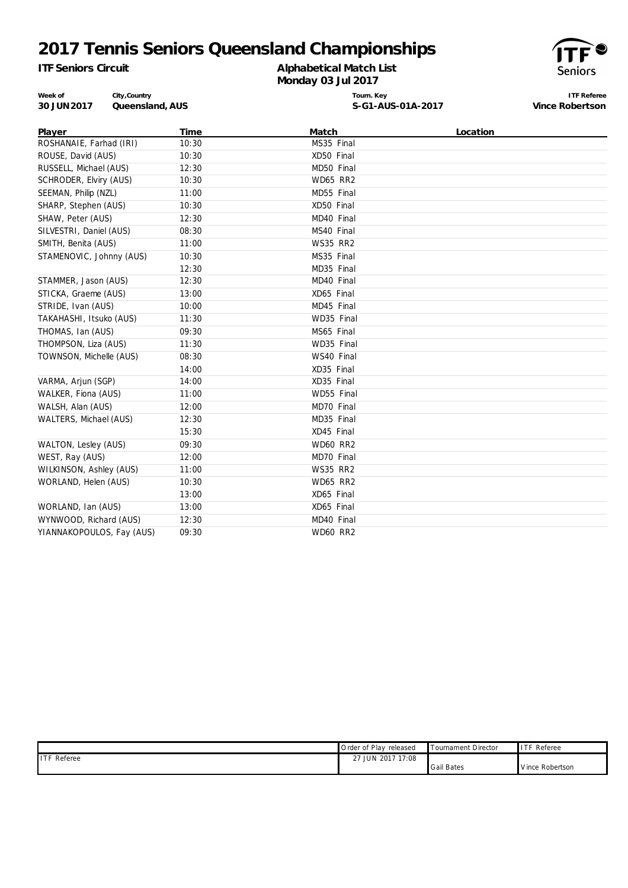# 2017 Tennis Seniors Queensland Championships

**ITF Seniors Circuit**

**Alphabetical Match List**
**Monday 03 Jul 2017**

| Week of | City,Country | Tourn. Key | ITF Referee |
|---|---|---|---|
| 30 JUN 2017 | Queensland, AUS | S-G1-AUS-01A-2017 | Vince Robertson |

| Player | Time | Match | Location |
|---|---|---|---|
| ROSHANAIE, Farhad (IRI) | 10:30 | MS35 Final | |
| ROUSE, David (AUS) | 10:30 | XD50 Final | |
| RUSSELL, Michael (AUS) | 12:30 | MD50 Final | |
| SCHRODER, Elviry (AUS) | 10:30 | WD65 RR2 | |
| SEEMAN, Philip (NZL) | 11:00 | MD55 Final | |
| SHARP, Stephen (AUS) | 10:30 | XD50 Final | |
| SHAW, Peter (AUS) | 12:30 | MD40 Final | |
| SILVESTRI, Daniel (AUS) | 08:30 | MS40 Final | |
| SMITH, Benita (AUS) | 11:00 | WS35 RR2 | |
| STAMENOVIC, Johnny (AUS) | 10:30 | MS35 Final | |
| | 12:30 | MD35 Final | |
| STAMMER, Jason (AUS) | 12:30 | MD40 Final | |
| STICKA, Graeme (AUS) | 13:00 | XD65 Final | |
| STRIDE, Ivan (AUS) | 10:00 | MD45 Final | |
| TAKAHASHI, Itsuko (AUS) | 11:30 | WD35 Final | |
| THOMAS, Ian (AUS) | 09:30 | MS65 Final | |
| THOMPSON, Liza (AUS) | 11:30 | WD35 Final | |
| TOWNSON, Michelle (AUS) | 08:30 | WS40 Final | |
| | 14:00 | XD35 Final | |
| VARMA, Arjun (SGP) | 14:00 | XD35 Final | |
| WALKER, Fiona (AUS) | 11:00 | WD55 Final | |
| WALSH, Alan (AUS) | 12:00 | MD70 Final | |
| WALTERS, Michael (AUS) | 12:30 | MD35 Final | |
| | 15:30 | XD45 Final | |
| WALTON, Lesley (AUS) | 09:30 | WD60 RR2 | |
| WEST, Ray (AUS) | 12:00 | MD70 Final | |
| WILKINSON, Ashley (AUS) | 11:00 | WS35 RR2 | |
| WORLAND, Helen (AUS) | 10:30 | WD65 RR2 | |
| | 13:00 | XD65 Final | |
| WORLAND, Ian (AUS) | 13:00 | XD65 Final | |
| WYNWOOD, Richard (AUS) | 12:30 | MD40 Final | |
| YIANNAKOPOULOS, Fay (AUS) | 09:30 | WD60 RR2 | |

| | Order of Play released | Tournament Director | ITF Referee |
|---|---|---|---|
| ITF Referee | 27 JUN 2017 17:08 | Gail Bates | Vince Robertson |